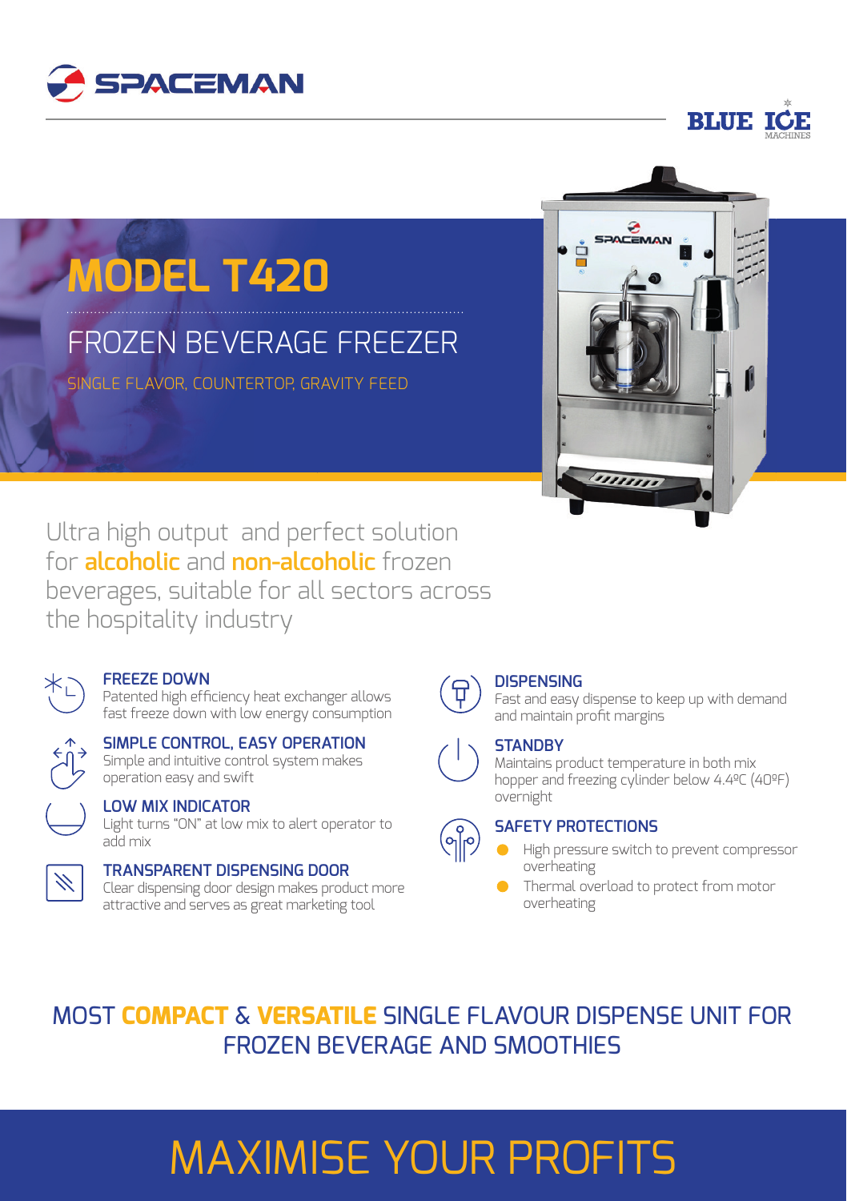SPACEMAN

BLUE ICE MACHINES

# MODEL T420

## FROZEN BEVERAGE FREEZER

SINGLE FLAVOR, COUNTERTOP, GRAVITY FEED

Ultra high output and perfect solution for **alcoholic** and **non-alcoholic** frozen beverages, suitable for all sectors across the hospitality industry

### FREEZE DOWN
Patented high efficiency heat exchanger allows fast freeze down with low energy consumption

### SIMPLE CONTROL, EASY OPERATION
Simple and intuitive control system makes operation easy and swift

### LOW MIX INDICATOR
Light turns "ON" at low mix to alert operator to add mix

### TRANSPARENT DISPENSING DOOR
Clear dispensing door design makes product more attractive and serves as great marketing tool

### DISPENSING
Fast and easy dispense to keep up with demand and maintain profit margins

### STANDBY
Maintains product temperature in both mix hopper and freezing cylinder below 4.4ºC (40ºF) overnight

### SAFETY PROTECTIONS
- High pressure switch to prevent compressor overheating
- Thermal overload to protect from motor overheating

## MOST **COMPACT** & **VERSATILE** SINGLE FLAVOUR DISPENSE UNIT FOR FROZEN BEVERAGE AND SMOOTHIES

# MAXIMISE YOUR PROFITS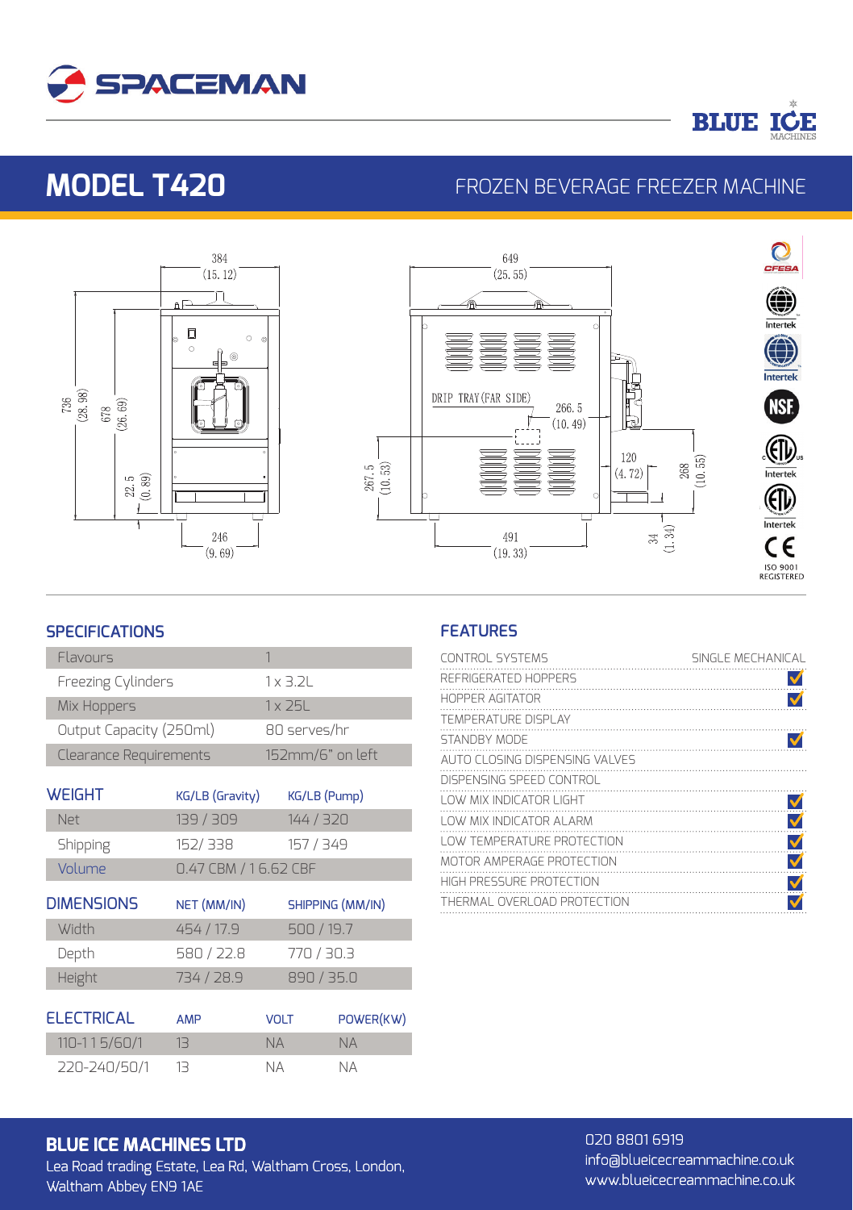# MODEL T420

FROZEN BEVERAGE FREEZER MACHINE

384
(15.12)

736
(28.98)

678
(26.69)

22.5
(0.89)

246
(9.69)

649
(25.55)

DRIP TRAY(FAR SIDE)

266.5
(10.49)

267.5
(10.53)

120
(4.72)

268
(10.55)

491
(19.33)

34
(1.34)

ISO 9001 REGISTERED

## SPECIFICATIONS

| | |
|---|---|
| Flavours | 1 |
| Freezing Cylinders | 1 x 3.2L |
| Mix Hoppers | 1 x 25L |
| Output Capacity (250ml) | 80 serves/hr |
| Clearance Requirements | 152mm/6" on left |

| WEIGHT | KG/LB (Gravity) | KG/LB (Pump) |
|---|---|---|
| Net | 139 / 309 | 144 / 320 |
| Shipping | 152/ 338 | 157 / 349 |
| Volume | 0.47 CBM / 16.62 CBF | |

| DIMENSIONS | NET (MM/IN) | SHIPPING (MM/IN) |
|---|---|---|
| Width | 454 / 17.9 | 500 / 19.7 |
| Depth | 580 / 22.8 | 770 / 30.3 |
| Height | 734 / 28.9 | 890 / 35.0 |

| ELECTRICAL | AMP | VOLT | POWER(KW) |
|---|---|---|---|
| 110-115/60/1 | 13 | NA | NA |
| 220-240/50/1 | 13 | NA | NA |

## FEATURES

| | |
|---|---|
| CONTROL SYSTEMS | SINGLE MECHANICAL |
| REFRIGERATED HOPPERS | ✓ |
| HOPPER AGITATOR | ✓ |
| TEMPERATURE DISPLAY | |
| STANDBY MODE | ✓ |
| AUTO CLOSING DISPENSING VALVES | |
| DISPENSING SPEED CONTROL | |
| LOW MIX INDICATOR LIGHT | ✓ |
| LOW MIX INDICATOR ALARM | ✓ |
| LOW TEMPERATURE PROTECTION | ✓ |
| MOTOR AMPERAGE PROTECTION | ✓ |
| HIGH PRESSURE PROTECTION | ✓ |
| THERMAL OVERLOAD PROTECTION | ✓ |

**BLUE ICE MACHINES LTD**
Lea Road trading Estate, Lea Rd, Waltham Cross, London,
Waltham Abbey EN9 1AE

020 8801 6919
info@blueicecreammachine.co.uk
www.blueicecreammachine.co.uk